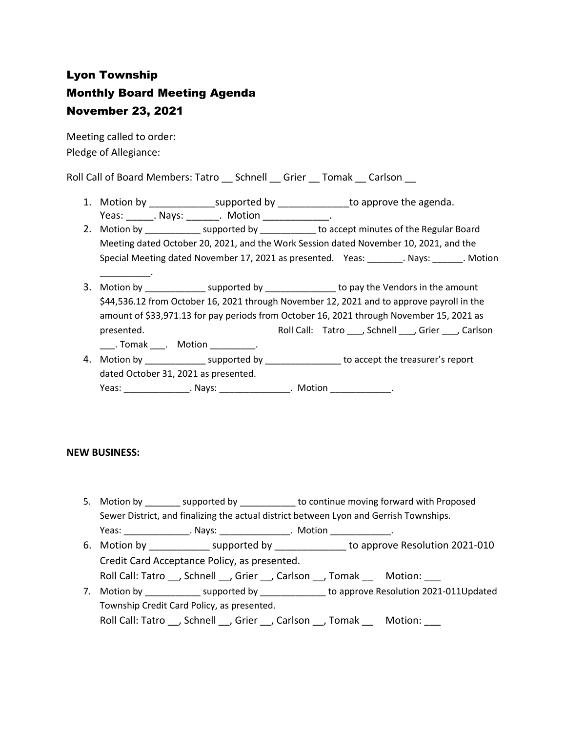# Lyon Township
## Monthly Board Meeting Agenda
## November 23, 2021

Meeting called to order:
Pledge of Allegiance:

Roll Call of Board Members: Tatro __ Schnell __ Grier __ Tomak __ Carlson __

1. Motion by ____________supported by _____________to approve the agenda.
   Yeas: _____. Nays: ______. Motion ____________.
2. Motion by ___________ supported by ___________ to accept minutes of the Regular Board Meeting dated October 20, 2021, and the Work Session dated November 10, 2021, and the Special Meeting dated November 17, 2021 as presented. Yeas: _______. Nays: ______. Motion __________.
3. Motion by ____________ supported by ______________ to pay the Vendors in the amount $44,536.12 from October 16, 2021 through November 12, 2021 and to approve payroll in the amount of $33,971.13 for pay periods from October 16, 2021 through November 15, 2021 as presented. Roll Call: Tatro ___, Schnell ___, Grier ___, Carlson ___. Tomak ___. Motion _________.
4. Motion by ____________ supported by _______________ to accept the treasurer's report dated October 31, 2021 as presented.
   Yeas: _____________. Nays: ______________. Motion ____________.

**NEW BUSINESS:**

5. Motion by _______ supported by ___________ to continue moving forward with Proposed Sewer District, and finalizing the actual district between Lyon and Gerrish Townships.
   Yeas: _____________. Nays: ______________. Motion ____________.
6. Motion by ___________ supported by _____________ to approve Resolution 2021-010 Credit Card Acceptance Policy, as presented.
   Roll Call: Tatro __, Schnell __, Grier __, Carlson __, Tomak __ Motion: ___
7. Motion by ___________ supported by _____________ to approve Resolution 2021-011Updated Township Credit Card Policy, as presented.
   Roll Call: Tatro __, Schnell __, Grier __, Carlson __, Tomak __ Motion: ___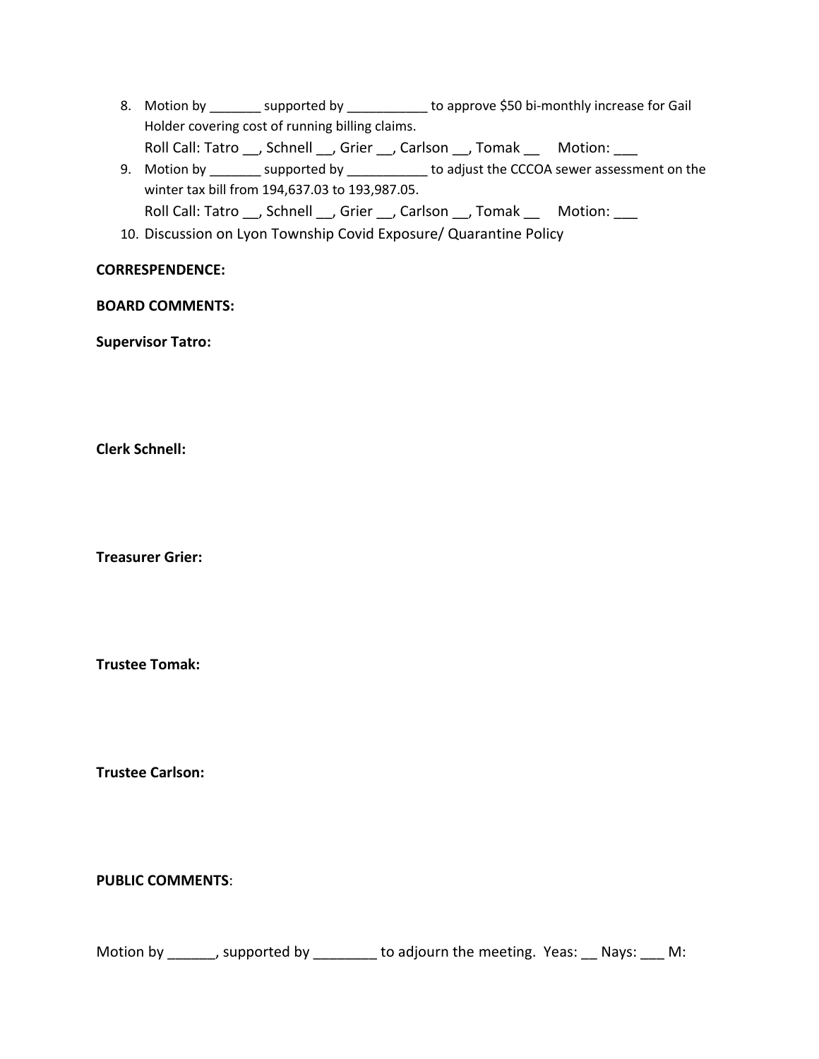8. Motion by _______ supported by ___________ to approve $50 bi-monthly increase for Gail Holder covering cost of running billing claims.
   Roll Call: Tatro __, Schnell __, Grier __, Carlson __, Tomak __     Motion: ___
9. Motion by _______ supported by ___________ to adjust the CCCOA sewer assessment on the winter tax bill from 194,637.03 to 193,987.05.
   Roll Call: Tatro __, Schnell __, Grier __, Carlson __, Tomak __     Motion: ___
10. Discussion on Lyon Township Covid Exposure/ Quarantine Policy

**CORRESPENDENCE:**

**BOARD COMMENTS:**

**Supervisor Tatro:**

**Clerk Schnell:**

**Treasurer Grier:**

**Trustee Tomak:**

**Trustee Carlson:**

**PUBLIC COMMENTS**:

Motion by ______, supported by ________ to adjourn the meeting.  Yeas: __ Nays: ___ M: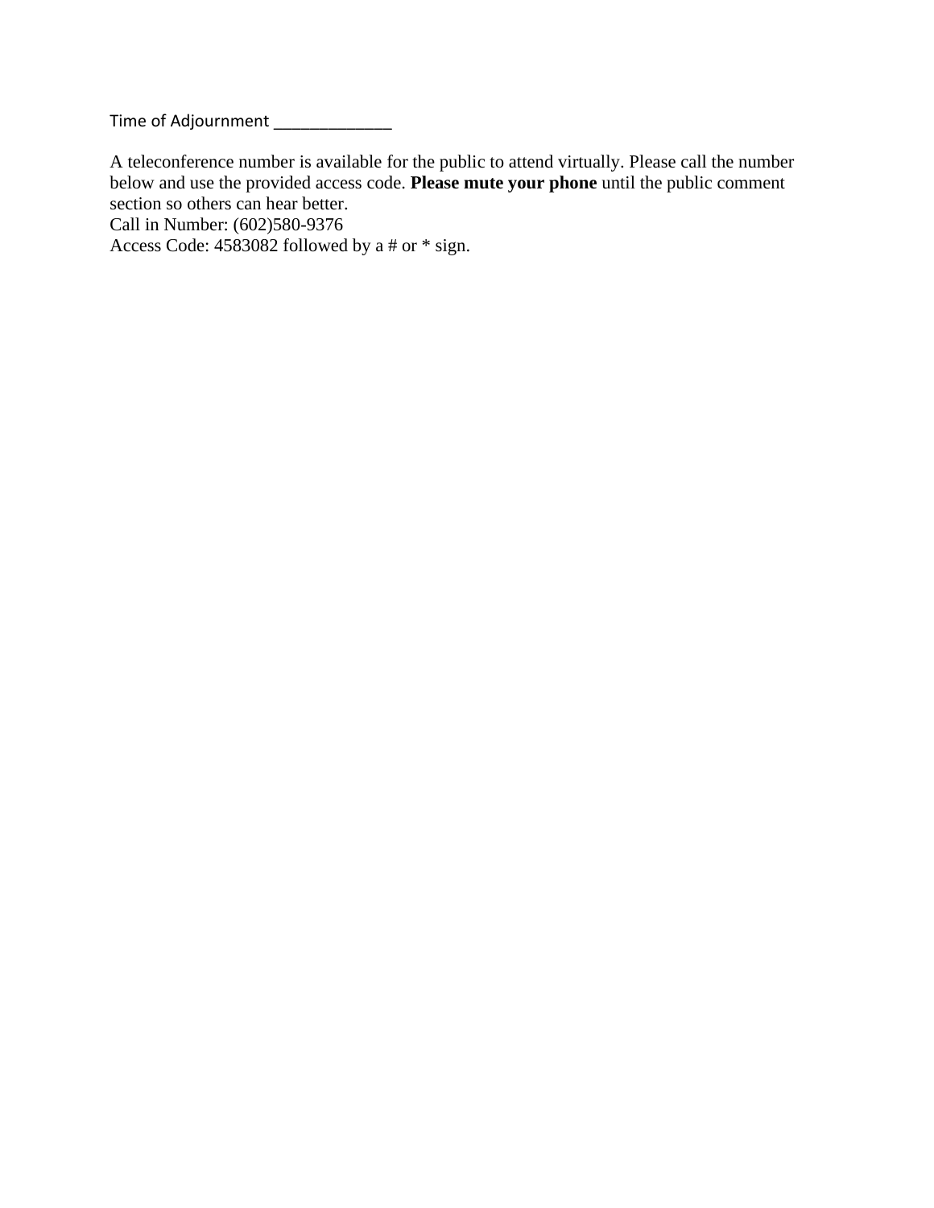Time of Adjournment _____________

A teleconference number is available for the public to attend virtually. Please call the number below and use the provided access code. **Please mute your phone** until the public comment section so others can hear better.
Call in Number: (602)580-9376
Access Code: 4583082 followed by a # or * sign.